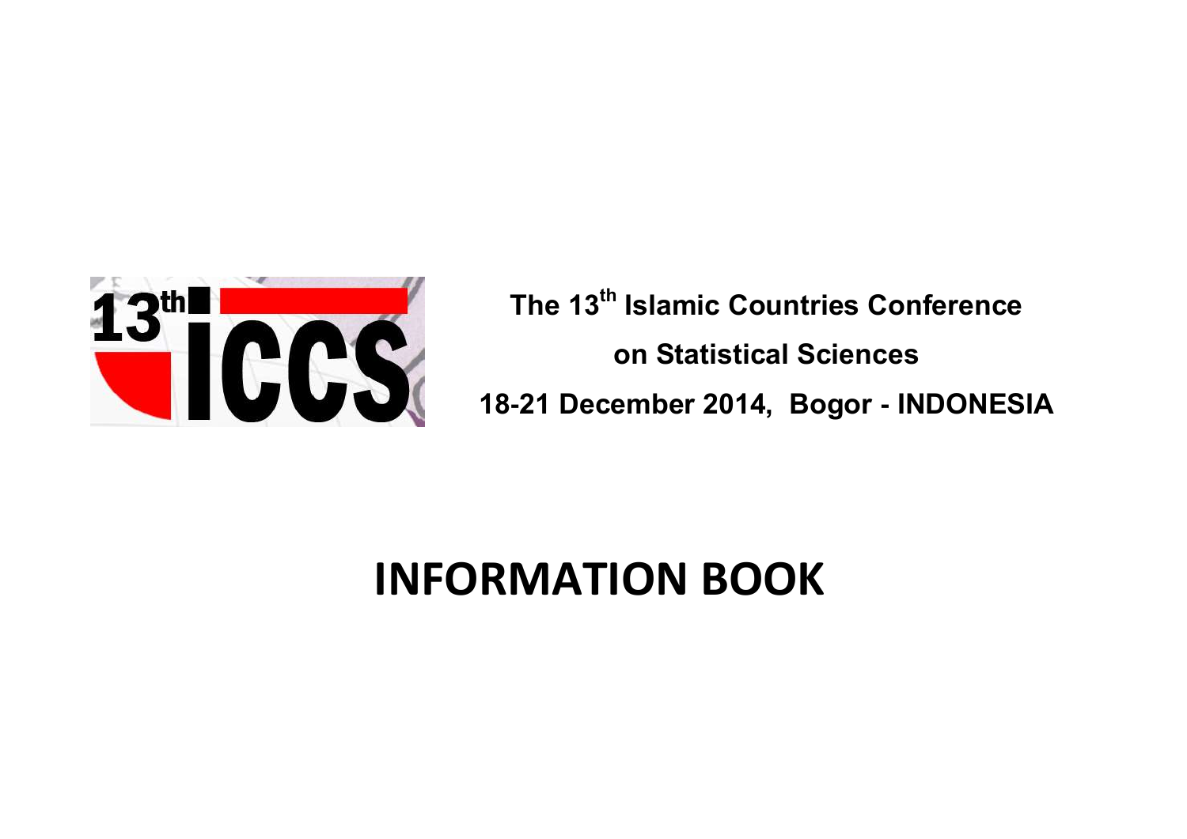The 13th Islamic Countries Conference

on Statistical Sciences

18-21 December 2014, Bogor - INDONESIA

# INFORMATION BOOK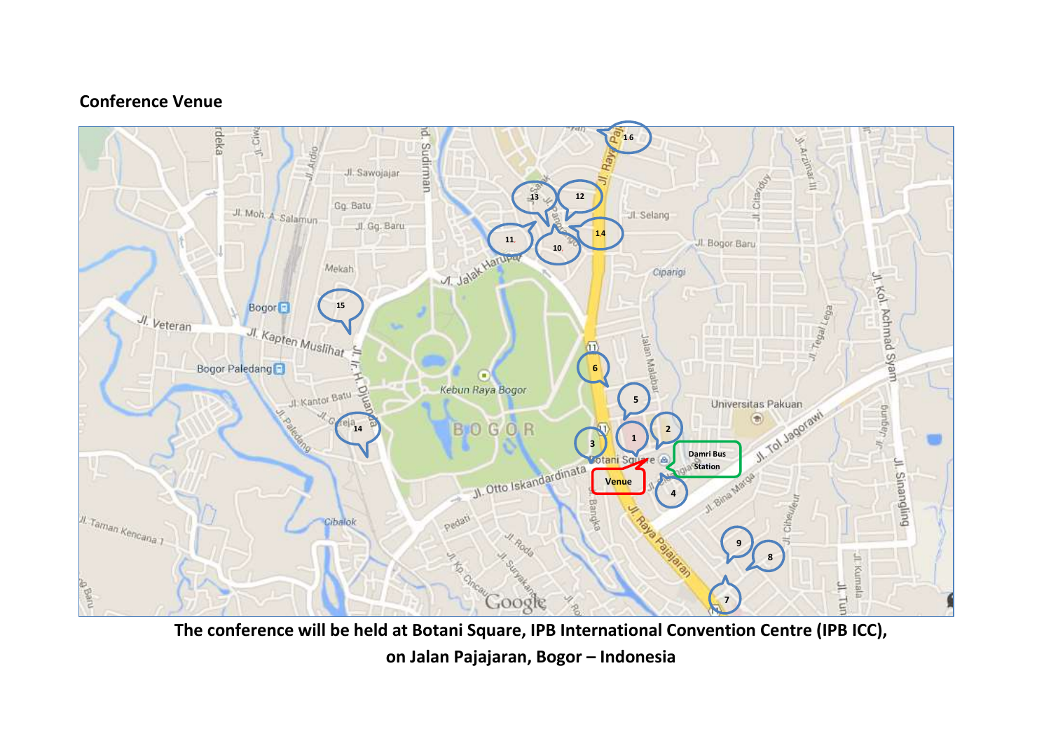**Conference Venue**

The conference will be held at Botani Square, IPB International Convention Centre (IPB ICC), on Jalan Pajajaran, Bogor – Indonesia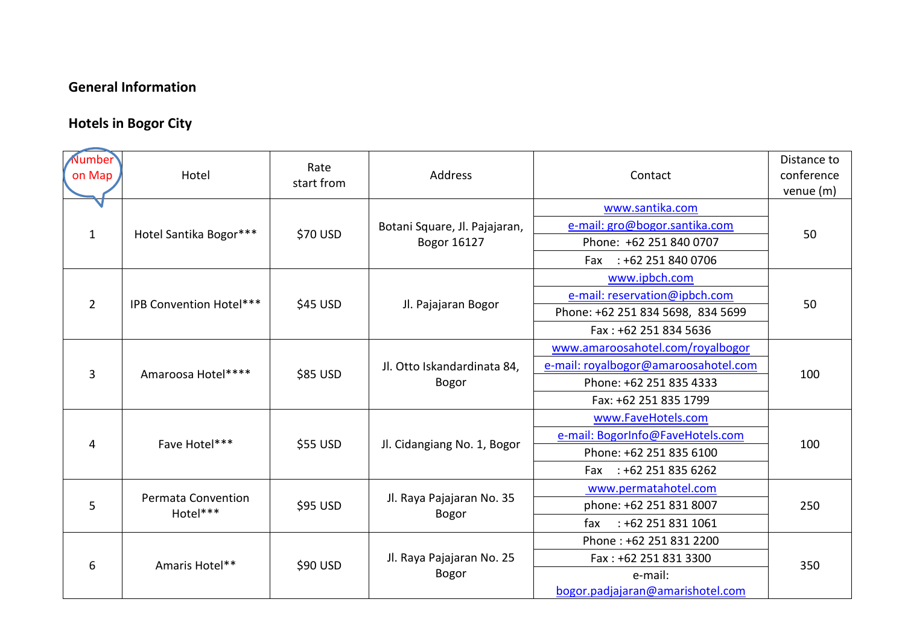## General Information

### Hotels in Bogor City

| Number on Map | Hotel | Rate start from | Address | Contact | Distance to conference venue (m) |
|---|---|---|---|---|---|
| 1 | Hotel Santika Bogor*** | $70 USD | Botani Square, Jl. Pajajaran, Bogor 16127 | www.santika.com<br>e-mail: gro@bogor.santika.com<br>Phone: +62 251 840 0707<br>Fax : +62 251 840 0706 | 50 |
| 2 | IPB Convention Hotel*** | $45 USD | Jl. Pajajaran Bogor | www.ipbch.com<br>e-mail: reservation@ipbch.com<br>Phone: +62 251 834 5698, 834 5699<br>Fax : +62 251 834 5636 | 50 |
| 3 | Amaroosa Hotel**** | $85 USD | Jl. Otto Iskandardinata 84, Bogor | www.amaroosahotel.com/royalbogor<br>e-mail: royalbogor@amaroosahotel.com<br>Phone: +62 251 835 4333<br>Fax: +62 251 835 1799 | 100 |
| 4 | Fave Hotel*** | $55 USD | Jl. Cidangiang No. 1, Bogor | www.FaveHotels.com<br>e-mail: BogorInfo@FaveHotels.com<br>Phone: +62 251 835 6100<br>Fax : +62 251 835 6262 | 100 |
| 5 | Permata Convention Hotel*** | $95 USD | Jl. Raya Pajajaran No. 35 Bogor | www.permatahotel.com<br>phone: +62 251 831 8007<br>fax : +62 251 831 1061 | 250 |
| 6 | Amaris Hotel** | $90 USD | Jl. Raya Pajajaran No. 25 Bogor | Phone : +62 251 831 2200<br>Fax : +62 251 831 3300<br>e-mail: bogor.padjajaran@amarishotel.com | 350 |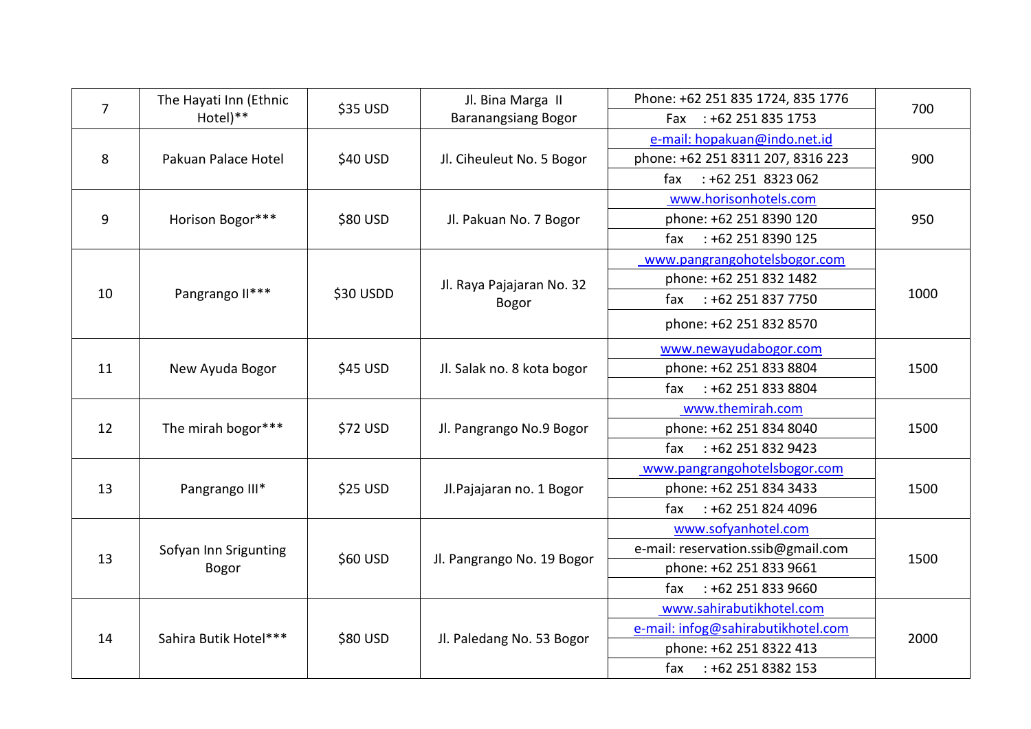| 7 | The Hayati Inn (Ethnic Hotel)** | $35 USD | Jl. Bina Marga II Baranangsiang Bogor | Phone: +62 251 835 1724, 835 1776<br>Fax : +62 251 835 1753 | 700 |
|---|---|---|---|---|---|
| 8 | Pakuan Palace Hotel | $40 USD | Jl. Ciheuleut No. 5 Bogor | e-mail: hopakuan@indo.net.id<br>phone: +62 251 8311 207, 8316 223<br>fax : +62 251 8323 062 | 900 |
| 9 | Horison Bogor*** | $80 USD | Jl. Pakuan No. 7 Bogor | www.horisonhotels.com<br>phone: +62 251 8390 120<br>fax : +62 251 8390 125 | 950 |
| 10 | Pangrango II*** | $30 USDD | Jl. Raya Pajajaran No. 32 Bogor | www.pangrangohotelsbogor.com<br>phone: +62 251 832 1482<br>fax : +62 251 837 7750<br>phone: +62 251 832 8570 | 1000 |
| 11 | New Ayuda Bogor | $45 USD | Jl. Salak no. 8 kota bogor | www.newayudabogor.com<br>phone: +62 251 833 8804<br>fax : +62 251 833 8804 | 1500 |
| 12 | The mirah bogor*** | $72 USD | Jl. Pangrango No.9 Bogor | www.themirah.com<br>phone: +62 251 834 8040<br>fax : +62 251 832 9423 | 1500 |
| 13 | Pangrango III* | $25 USD | Jl.Pajajaran no. 1 Bogor | www.pangrangohotelsbogor.com<br>phone: +62 251 834 3433<br>fax : +62 251 824 4096 | 1500 |
| 13 | Sofyan Inn Srigunting Bogor | $60 USD | Jl. Pangrango No. 19 Bogor | www.sofyanhotel.com<br>e-mail: reservation.ssib@gmail.com<br>phone: +62 251 833 9661<br>fax : +62 251 833 9660 | 1500 |
| 14 | Sahira Butik Hotel*** | $80 USD | Jl. Paledang No. 53 Bogor | www.sahirabutikhotel.com<br>e-mail: infog@sahirabutikhotel.com<br>phone: +62 251 8322 413<br>fax : +62 251 8382 153 | 2000 |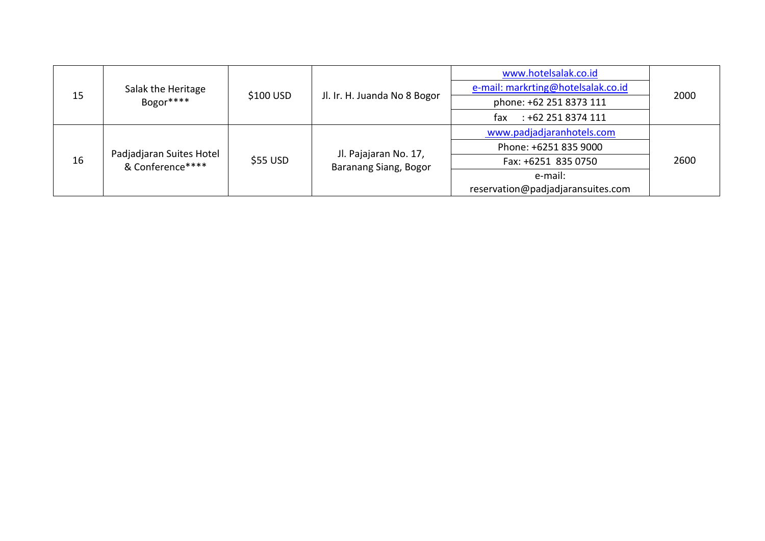| 15 | Salak the Heritage Bogor**** | $100 USD | Jl. Ir. H. Juanda No 8 Bogor | www.hotelsalak.co.id<br>e-mail: markrting@hotelsalak.co.id<br>phone: +62 251 8373 111<br>fax : +62 251 8374 111 | 2000 |
|---|---|---|---|---|---|
| 16 | Padjadjaran Suites Hotel & Conference**** | $55 USD | Jl. Pajajaran No. 17, Baranang Siang, Bogor | www.padjadjaranhotels.com<br>Phone: +6251 835 9000<br>Fax: +6251 835 0750<br>e-mail: reservation@padjadjaransuites.com | 2600 |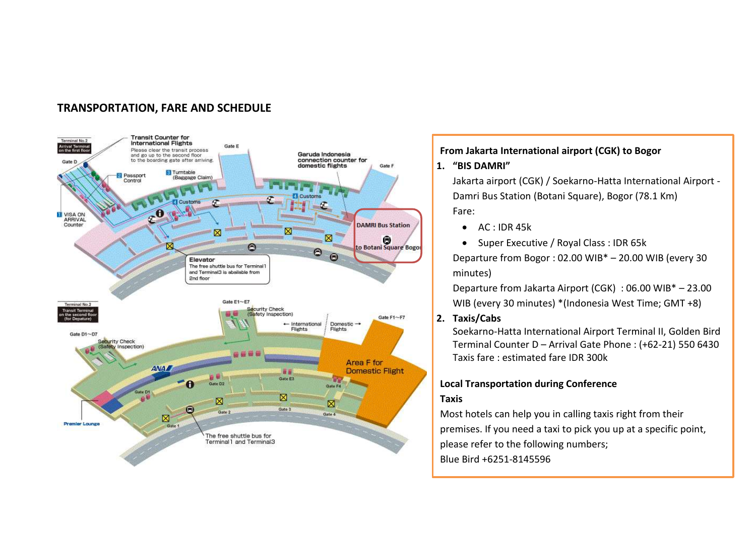## TRANSPORTATION, FARE AND SCHEDULE

Terminal No.2
Arrival Terminal on the first floor

Transit Counter for International Flights
Please clear the transit process and go up to the second floor to the boarding gate after arriving.

Gate E

Garuda Indonesia connection counter for domestic flights

Gate D

Gate F

2 Passport Control

3 Turntable (Baggage Claim)

4 Customs

4 Customs

1 VISA ON ARRIVAL Counter

DAMRI Bus Station

to Botani Square Bogor

Elevator
The free shuttle bus for Terminal1 and Terminal3 is abailable from 2nd floor

Terminal No.2
Transit Terminal on the second floor (for Depature)

Gate E1～E7

Security Check (Safety Inspection)

← International Flights

Domestic → Flights

Gate F1～F7

Gate D1～D7

Security Check (Safety Inspection)

Area F for Domestic Flight

ANA

Gate D2

Gate E3

Gate F4

Gate D1

Gate 2

Gate 3

Gate 4

Premier Lounge

Gate 1

The free shuttle bus for Terminal1 and Terminal3

**From Jakarta International airport (CGK) to Bogor**

1. **"BIS DAMRI"**

   Jakarta airport (CGK) / Soekarno-Hatta International Airport - Damri Bus Station (Botani Square), Bogor (78.1 Km)

   Fare:

   - AC : IDR 45k
   - Super Executive / Royal Class : IDR 65k

   Departure from Bogor : 02.00 WIB* – 20.00 WIB (every 30 minutes)

   Departure from Jakarta Airport (CGK) : 06.00 WIB* – 23.00 WIB (every 30 minutes) *(Indonesia West Time; GMT +8)

2. **Taxis/Cabs**

   Soekarno-Hatta International Airport Terminal II, Golden Bird Terminal Counter D – Arrival Gate Phone : (+62-21) 550 6430

   Taxis fare : estimated fare IDR 300k

**Local Transportation during Conference**

**Taxis**

Most hotels can help you in calling taxis right from their premises. If you need a taxi to pick you up at a specific point, please refer to the following numbers;

Blue Bird +6251-8145596